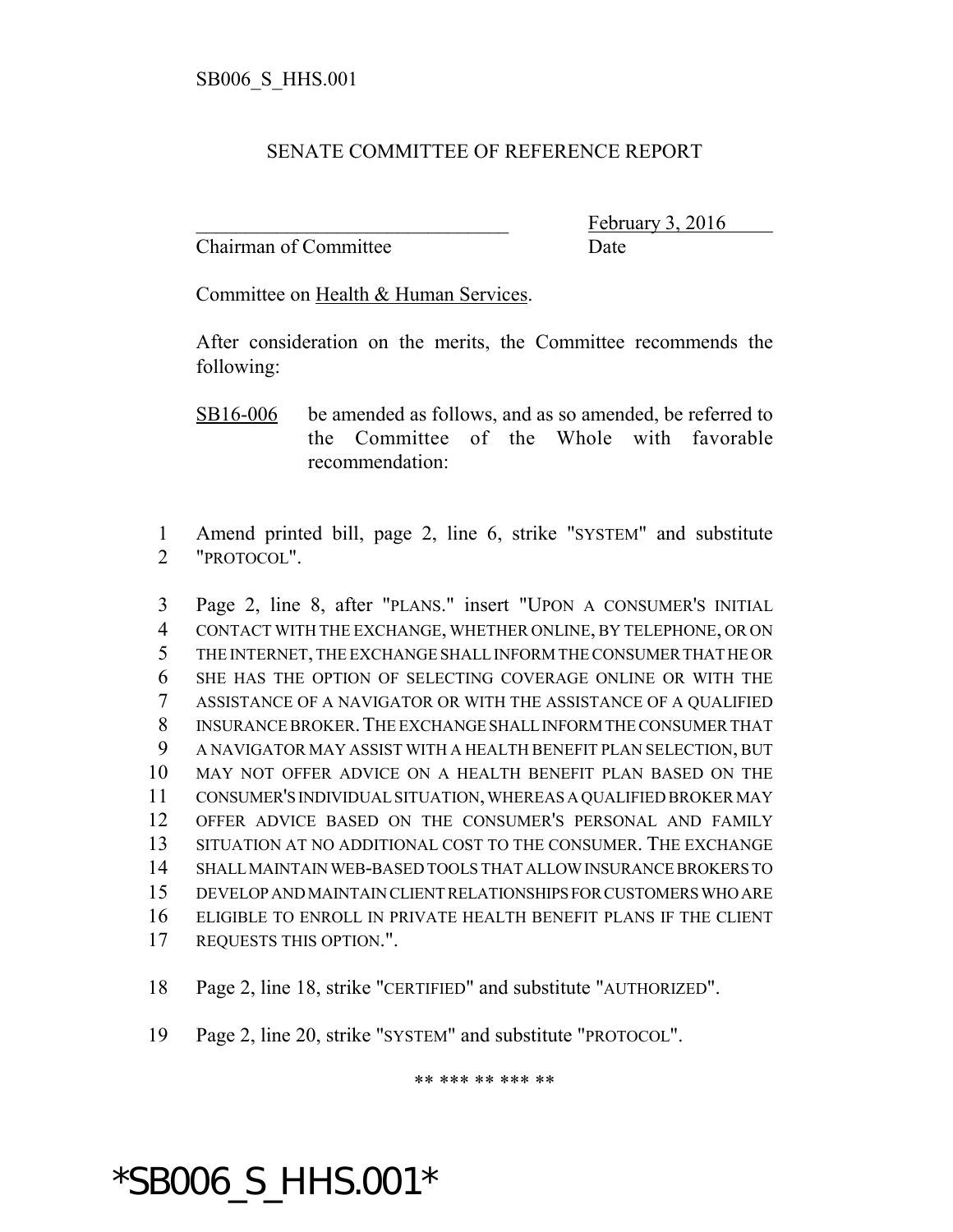SB006_S_HHS.001

# SENATE COMMITTEE OF REFERENCE REPORT

________________________________ February 3, 2016

Chairman of Committee Date

Committee on Health & Human Services.

After consideration on the merits, the Committee recommends the following:

SB16-006 be amended as follows, and as so amended, be referred to the Committee of the Whole with favorable recommendation:

1 Amend printed bill, page 2, line 6, strike "SYSTEM" and substitute
2 "PROTOCOL".

3 Page 2, line 8, after "PLANS." insert "UPON A CONSUMER'S INITIAL
4 CONTACT WITH THE EXCHANGE, WHETHER ONLINE, BY TELEPHONE, OR ON
5 THE INTERNET, THE EXCHANGE SHALL INFORM THE CONSUMER THAT HE OR
6 SHE HAS THE OPTION OF SELECTING COVERAGE ONLINE OR WITH THE
7 ASSISTANCE OF A NAVIGATOR OR WITH THE ASSISTANCE OF A QUALIFIED
8 INSURANCE BROKER. THE EXCHANGE SHALL INFORM THE CONSUMER THAT
9 A NAVIGATOR MAY ASSIST WITH A HEALTH BENEFIT PLAN SELECTION, BUT
10 MAY NOT OFFER ADVICE ON A HEALTH BENEFIT PLAN BASED ON THE
11 CONSUMER'S INDIVIDUAL SITUATION, WHEREAS A QUALIFIED BROKER MAY
12 OFFER ADVICE BASED ON THE CONSUMER'S PERSONAL AND FAMILY
13 SITUATION AT NO ADDITIONAL COST TO THE CONSUMER. THE EXCHANGE
14 SHALL MAINTAIN WEB-BASED TOOLS THAT ALLOW INSURANCE BROKERS TO
15 DEVELOP AND MAINTAIN CLIENT RELATIONSHIPS FOR CUSTOMERS WHO ARE
16 ELIGIBLE TO ENROLL IN PRIVATE HEALTH BENEFIT PLANS IF THE CLIENT
17 REQUESTS THIS OPTION.".

18 Page 2, line 18, strike "CERTIFIED" and substitute "AUTHORIZED".

19 Page 2, line 20, strike "SYSTEM" and substitute "PROTOCOL".

** *** ** *** **

*SB006_S_HHS.001*